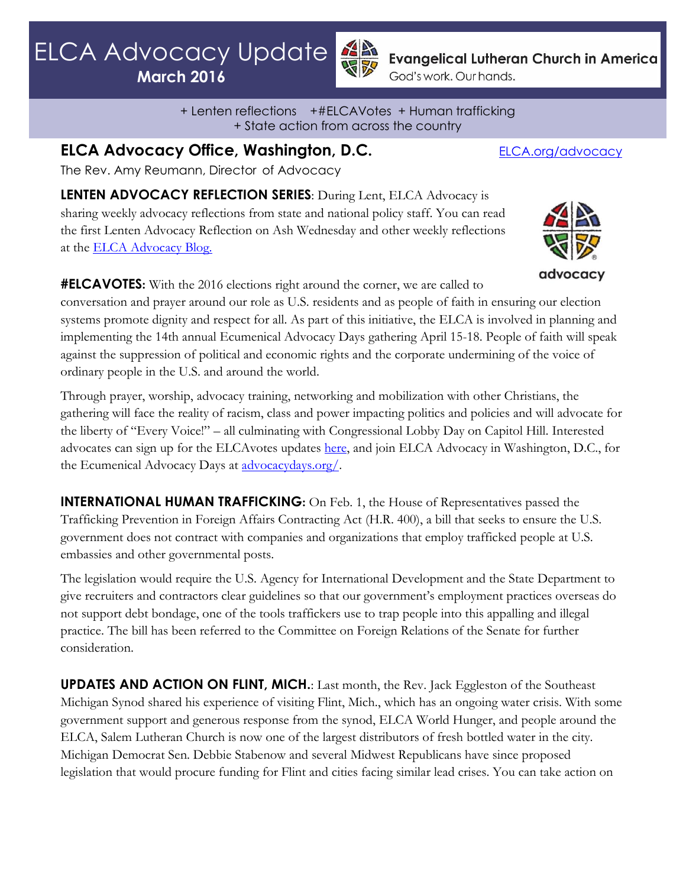# ELCA Advocacy Update

**March 2016**

**Evangelical Lutheran Church in America**
God's work. Our hands.

+ Lenten reflections +#ELCAVotes + Human trafficking
+ State action from across the country

## ELCA Advocacy Office, Washington, D.C.

ELCA.org/advocacy

The Rev. Amy Reumann, Director of Advocacy

**LENTEN ADVOCACY REFLECTION SERIES**: During Lent, ELCA Advocacy is sharing weekly advocacy reflections from state and national policy staff. You can read the first Lenten Advocacy Reflection on Ash Wednesday and other weekly reflections at the ELCA Advocacy Blog.

advocacy

**#ELCAVOTES:** With the 2016 elections right around the corner, we are called to conversation and prayer around our role as U.S. residents and as people of faith in ensuring our election systems promote dignity and respect for all. As part of this initiative, the ELCA is involved in planning and implementing the 14th annual Ecumenical Advocacy Days gathering April 15-18. People of faith will speak against the suppression of political and economic rights and the corporate undermining of the voice of ordinary people in the U.S. and around the world.

Through prayer, worship, advocacy training, networking and mobilization with other Christians, the gathering will face the reality of racism, class and power impacting politics and policies and will advocate for the liberty of "Every Voice!" – all culminating with Congressional Lobby Day on Capitol Hill. Interested advocates can sign up for the ELCAvotes updates here, and join ELCA Advocacy in Washington, D.C., for the Ecumenical Advocacy Days at advocacydays.org/.

**INTERNATIONAL HUMAN TRAFFICKING:** On Feb. 1, the House of Representatives passed the Trafficking Prevention in Foreign Affairs Contracting Act (H.R. 400), a bill that seeks to ensure the U.S. government does not contract with companies and organizations that employ trafficked people at U.S. embassies and other governmental posts.

The legislation would require the U.S. Agency for International Development and the State Department to give recruiters and contractors clear guidelines so that our government's employment practices overseas do not support debt bondage, one of the tools traffickers use to trap people into this appalling and illegal practice. The bill has been referred to the Committee on Foreign Relations of the Senate for further consideration.

**UPDATES AND ACTION ON FLINT, MICH.**: Last month, the Rev. Jack Eggleston of the Southeast Michigan Synod shared his experience of visiting Flint, Mich., which has an ongoing water crisis. With some government support and generous response from the synod, ELCA World Hunger, and people around the ELCA, Salem Lutheran Church is now one of the largest distributors of fresh bottled water in the city. Michigan Democrat Sen. Debbie Stabenow and several Midwest Republicans have since proposed legislation that would procure funding for Flint and cities facing similar lead crises. You can take action on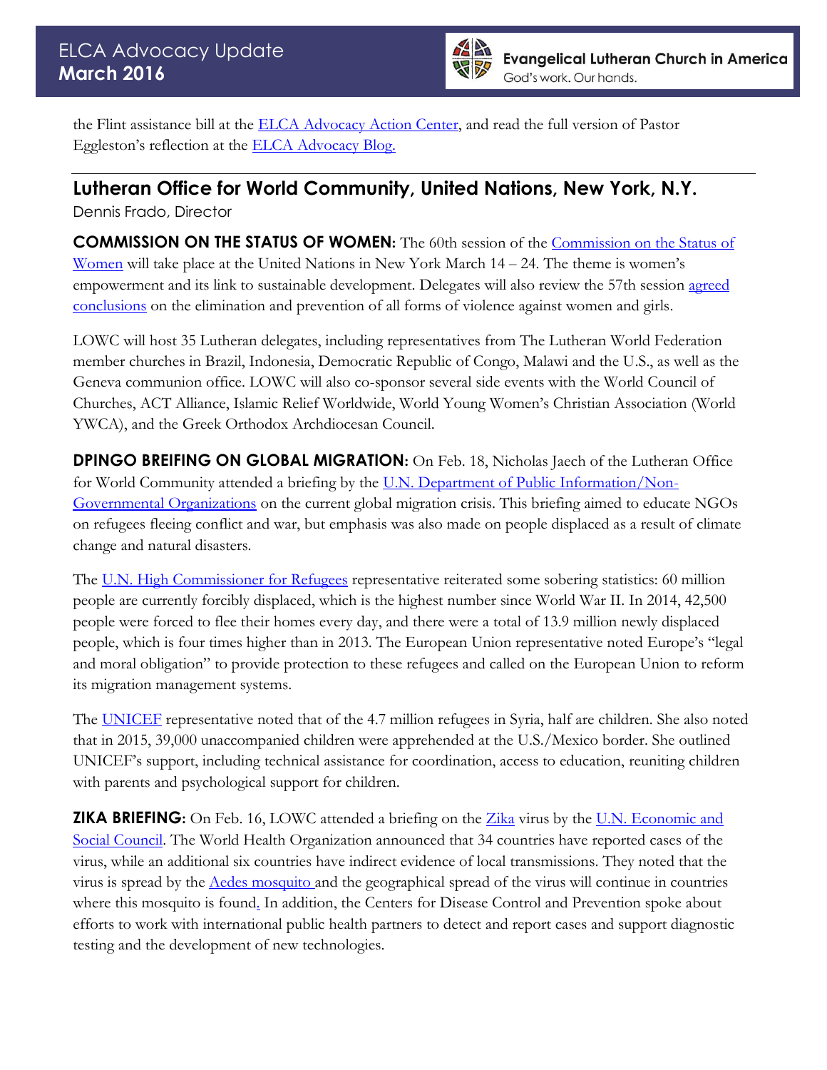the Flint assistance bill at the ELCA Advocacy Action Center, and read the full version of Pastor Eggleston's reflection at the ELCA Advocacy Blog.

## Lutheran Office for World Community, United Nations, New York, N.Y.

Dennis Frado, Director

**COMMISSION ON THE STATUS OF WOMEN:** The 60th session of the Commission on the Status of Women will take place at the United Nations in New York March 14 – 24. The theme is women's empowerment and its link to sustainable development. Delegates will also review the 57th session agreed conclusions on the elimination and prevention of all forms of violence against women and girls.

LOWC will host 35 Lutheran delegates, including representatives from The Lutheran World Federation member churches in Brazil, Indonesia, Democratic Republic of Congo, Malawi and the U.S., as well as the Geneva communion office. LOWC will also co-sponsor several side events with the World Council of Churches, ACT Alliance, Islamic Relief Worldwide, World Young Women's Christian Association (World YWCA), and the Greek Orthodox Archdiocesan Council.

**DPINGO BREIFING ON GLOBAL MIGRATION:** On Feb. 18, Nicholas Jaech of the Lutheran Office for World Community attended a briefing by the U.N. Department of Public Information/Non-Governmental Organizations on the current global migration crisis. This briefing aimed to educate NGOs on refugees fleeing conflict and war, but emphasis was also made on people displaced as a result of climate change and natural disasters.

The U.N. High Commissioner for Refugees representative reiterated some sobering statistics: 60 million people are currently forcibly displaced, which is the highest number since World War II. In 2014, 42,500 people were forced to flee their homes every day, and there were a total of 13.9 million newly displaced people, which is four times higher than in 2013. The European Union representative noted Europe's "legal and moral obligation" to provide protection to these refugees and called on the European Union to reform its migration management systems.

The UNICEF representative noted that of the 4.7 million refugees in Syria, half are children. She also noted that in 2015, 39,000 unaccompanied children were apprehended at the U.S./Mexico border. She outlined UNICEF's support, including technical assistance for coordination, access to education, reuniting children with parents and psychological support for children.

**ZIKA BRIEFING:** On Feb. 16, LOWC attended a briefing on the Zika virus by the U.N. Economic and Social Council. The World Health Organization announced that 34 countries have reported cases of the virus, while an additional six countries have indirect evidence of local transmissions. They noted that the virus is spread by the Aedes mosquito and the geographical spread of the virus will continue in countries where this mosquito is found. In addition, the Centers for Disease Control and Prevention spoke about efforts to work with international public health partners to detect and report cases and support diagnostic testing and the development of new technologies.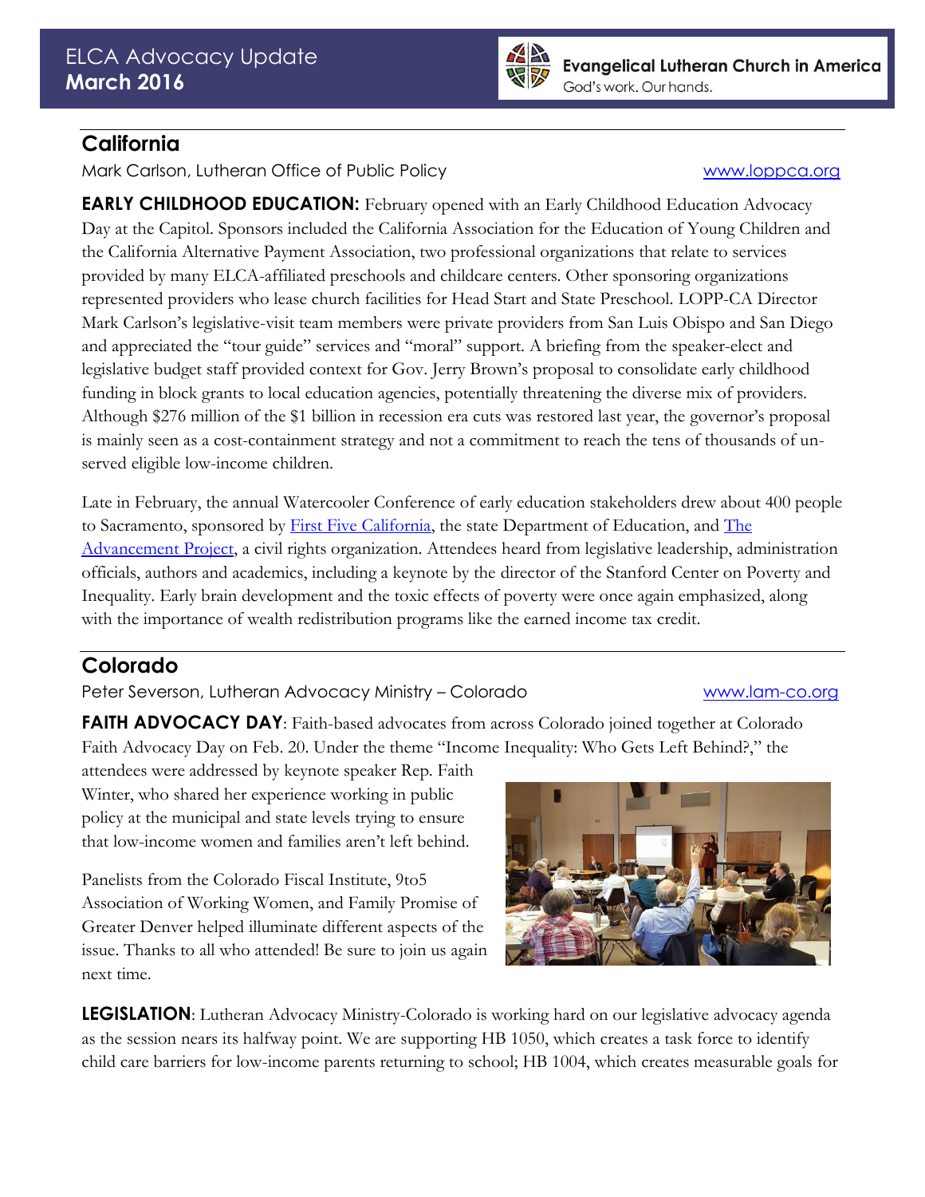## California

Mark Carlson, Lutheran Office of Public Policy www.loppca.org

**EARLY CHILDHOOD EDUCATION:** February opened with an Early Childhood Education Advocacy Day at the Capitol. Sponsors included the California Association for the Education of Young Children and the California Alternative Payment Association, two professional organizations that relate to services provided by many ELCA-affiliated preschools and childcare centers. Other sponsoring organizations represented providers who lease church facilities for Head Start and State Preschool. LOPP-CA Director Mark Carlson's legislative-visit team members were private providers from San Luis Obispo and San Diego and appreciated the "tour guide" services and "moral" support. A briefing from the speaker-elect and legislative budget staff provided context for Gov. Jerry Brown's proposal to consolidate early childhood funding in block grants to local education agencies, potentially threatening the diverse mix of providers. Although $276 million of the $1 billion in recession era cuts was restored last year, the governor's proposal is mainly seen as a cost-containment strategy and not a commitment to reach the tens of thousands of un-served eligible low-income children.

Late in February, the annual Watercooler Conference of early education stakeholders drew about 400 people to Sacramento, sponsored by First Five California, the state Department of Education, and The Advancement Project, a civil rights organization. Attendees heard from legislative leadership, administration officials, authors and academics, including a keynote by the director of the Stanford Center on Poverty and Inequality. Early brain development and the toxic effects of poverty were once again emphasized, along with the importance of wealth redistribution programs like the earned income tax credit.

## Colorado

Peter Severson, Lutheran Advocacy Ministry – Colorado www.lam-co.org

**FAITH ADVOCACY DAY**: Faith-based advocates from across Colorado joined together at Colorado Faith Advocacy Day on Feb. 20. Under the theme "Income Inequality: Who Gets Left Behind?," the attendees were addressed by keynote speaker Rep. Faith Winter, who shared her experience working in public policy at the municipal and state levels trying to ensure that low-income women and families aren't left behind.

Panelists from the Colorado Fiscal Institute, 9to5 Association of Working Women, and Family Promise of Greater Denver helped illuminate different aspects of the issue. Thanks to all who attended! Be sure to join us again next time.

**LEGISLATION**: Lutheran Advocacy Ministry-Colorado is working hard on our legislative advocacy agenda as the session nears its halfway point. We are supporting HB 1050, which creates a task force to identify child care barriers for low-income parents returning to school; HB 1004, which creates measurable goals for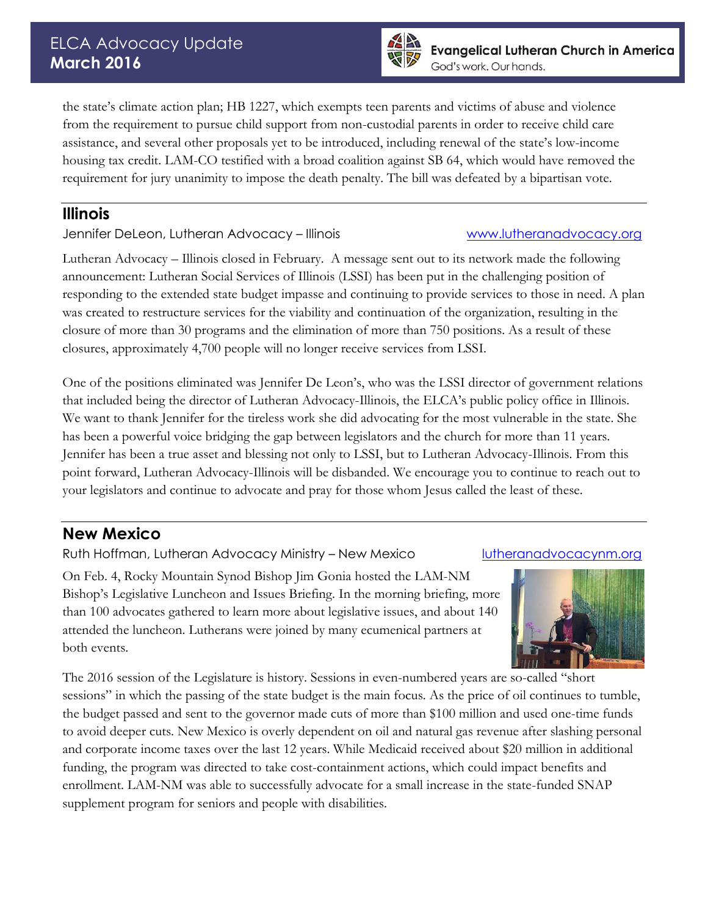the state's climate action plan; HB 1227, which exempts teen parents and victims of abuse and violence from the requirement to pursue child support from non-custodial parents in order to receive child care assistance, and several other proposals yet to be introduced, including renewal of the state's low-income housing tax credit. LAM-CO testified with a broad coalition against SB 64, which would have removed the requirement for jury unanimity to impose the death penalty. The bill was defeated by a bipartisan vote.

## Illinois

Jennifer DeLeon, Lutheran Advocacy – Illinois www.lutheranadvocacy.org

Lutheran Advocacy – Illinois closed in February. A message sent out to its network made the following announcement: Lutheran Social Services of Illinois (LSSI) has been put in the challenging position of responding to the extended state budget impasse and continuing to provide services to those in need. A plan was created to restructure services for the viability and continuation of the organization, resulting in the closure of more than 30 programs and the elimination of more than 750 positions. As a result of these closures, approximately 4,700 people will no longer receive services from LSSI.

One of the positions eliminated was Jennifer De Leon's, who was the LSSI director of government relations that included being the director of Lutheran Advocacy-Illinois, the ELCA's public policy office in Illinois. We want to thank Jennifer for the tireless work she did advocating for the most vulnerable in the state. She has been a powerful voice bridging the gap between legislators and the church for more than 11 years. Jennifer has been a true asset and blessing not only to LSSI, but to Lutheran Advocacy-Illinois. From this point forward, Lutheran Advocacy-Illinois will be disbanded. We encourage you to continue to reach out to your legislators and continue to advocate and pray for those whom Jesus called the least of these.

## New Mexico

Ruth Hoffman, Lutheran Advocacy Ministry – New Mexico lutheranadvocacynm.org

On Feb. 4, Rocky Mountain Synod Bishop Jim Gonia hosted the LAM-NM Bishop's Legislative Luncheon and Issues Briefing. In the morning briefing, more than 100 advocates gathered to learn more about legislative issues, and about 140 attended the luncheon. Lutherans were joined by many ecumenical partners at both events.

The 2016 session of the Legislature is history. Sessions in even-numbered years are so-called "short sessions" in which the passing of the state budget is the main focus. As the price of oil continues to tumble, the budget passed and sent to the governor made cuts of more than $100 million and used one-time funds to avoid deeper cuts. New Mexico is overly dependent on oil and natural gas revenue after slashing personal and corporate income taxes over the last 12 years. While Medicaid received about $20 million in additional funding, the program was directed to take cost-containment actions, which could impact benefits and enrollment. LAM-NM was able to successfully advocate for a small increase in the state-funded SNAP supplement program for seniors and people with disabilities.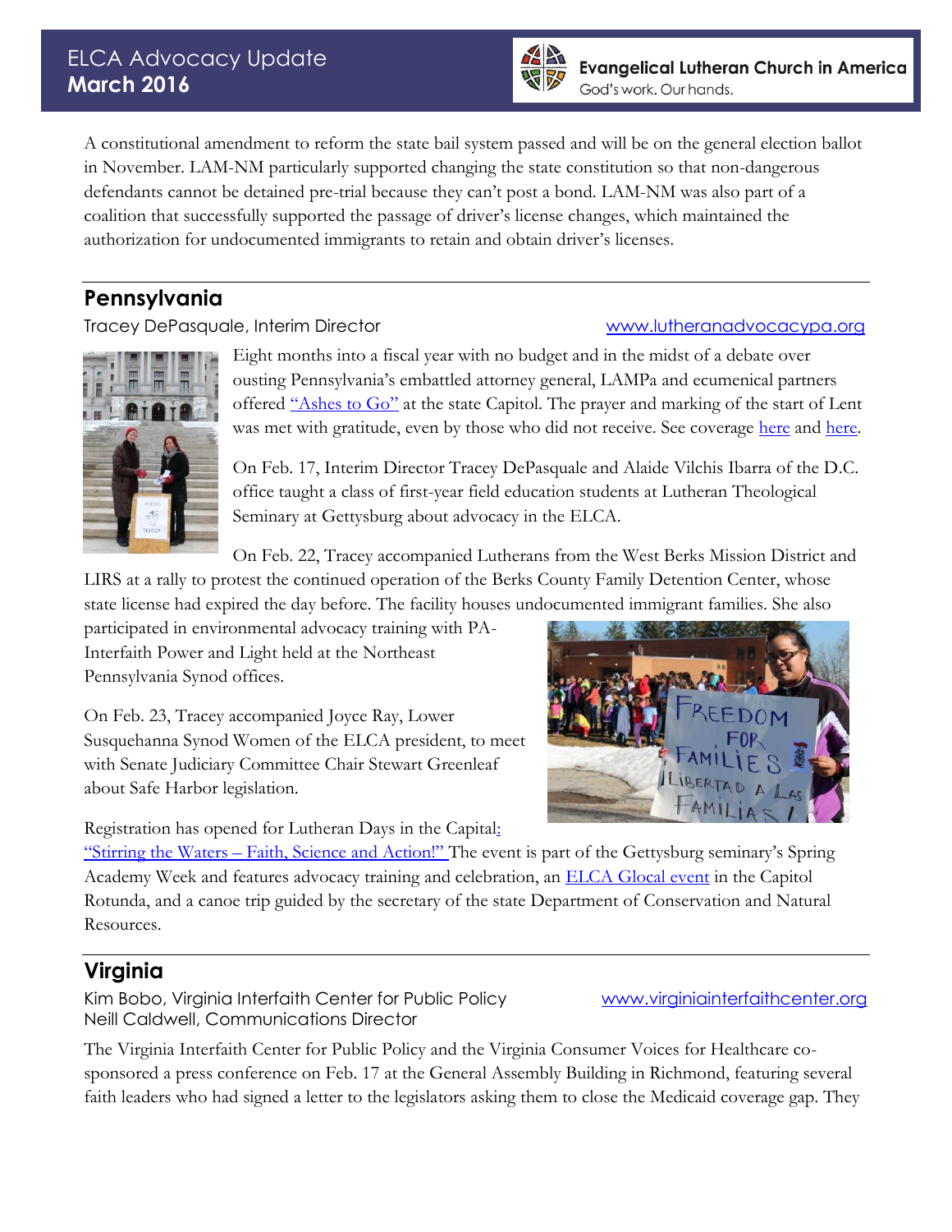A constitutional amendment to reform the state bail system passed and will be on the general election ballot in November. LAM-NM particularly supported changing the state constitution so that non-dangerous defendants cannot be detained pre-trial because they can't post a bond. LAM-NM was also part of a coalition that successfully supported the passage of driver's license changes, which maintained the authorization for undocumented immigrants to retain and obtain driver's licenses.

## Pennsylvania

Tracey DePasquale, Interim Director www.lutheranadvocacypa.org

Eight months into a fiscal year with no budget and in the midst of a debate over ousting Pennsylvania's embattled attorney general, LAMPa and ecumenical partners offered "Ashes to Go" at the state Capitol. The prayer and marking of the start of Lent was met with gratitude, even by those who did not receive. See coverage here and here.

On Feb. 17, Interim Director Tracey DePasquale and Alaide Vilchis Ibarra of the D.C. office taught a class of first-year field education students at Lutheran Theological Seminary at Gettysburg about advocacy in the ELCA.

On Feb. 22, Tracey accompanied Lutherans from the West Berks Mission District and LIRS at a rally to protest the continued operation of the Berks County Family Detention Center, whose state license had expired the day before. The facility houses undocumented immigrant families. She also participated in environmental advocacy training with PA-Interfaith Power and Light held at the Northeast Pennsylvania Synod offices.

On Feb. 23, Tracey accompanied Joyce Ray, Lower Susquehanna Synod Women of the ELCA president, to meet with Senate Judiciary Committee Chair Stewart Greenleaf about Safe Harbor legislation.

Registration has opened for Lutheran Days in the Capital: "Stirring the Waters – Faith, Science and Action!" The event is part of the Gettysburg seminary's Spring Academy Week and features advocacy training and celebration, an ELCA Glocal event in the Capitol Rotunda, and a canoe trip guided by the secretary of the state Department of Conservation and Natural Resources.

## Virginia

Kim Bobo, Virginia Interfaith Center for Public Policy www.virginiainterfaithcenter.org
Neill Caldwell, Communications Director

The Virginia Interfaith Center for Public Policy and the Virginia Consumer Voices for Healthcare co-sponsored a press conference on Feb. 17 at the General Assembly Building in Richmond, featuring several faith leaders who had signed a letter to the legislators asking them to close the Medicaid coverage gap. They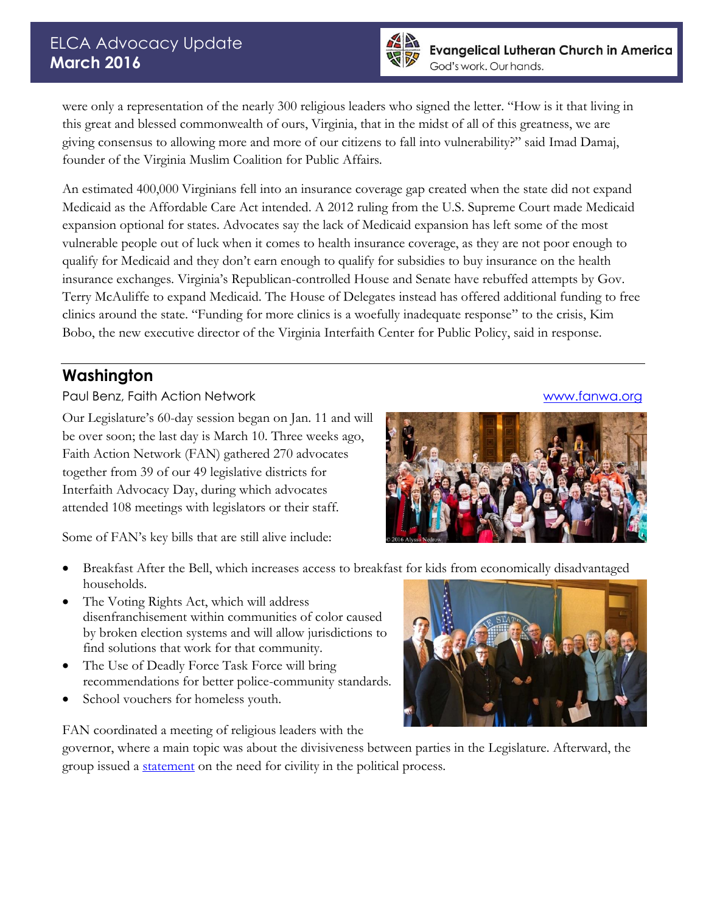were only a representation of the nearly 300 religious leaders who signed the letter. "How is it that living in this great and blessed commonwealth of ours, Virginia, that in the midst of all of this greatness, we are giving consensus to allowing more and more of our citizens to fall into vulnerability?" said Imad Damaj, founder of the Virginia Muslim Coalition for Public Affairs.

An estimated 400,000 Virginians fell into an insurance coverage gap created when the state did not expand Medicaid as the Affordable Care Act intended. A 2012 ruling from the U.S. Supreme Court made Medicaid expansion optional for states. Advocates say the lack of Medicaid expansion has left some of the most vulnerable people out of luck when it comes to health insurance coverage, as they are not poor enough to qualify for Medicaid and they don't earn enough to qualify for subsidies to buy insurance on the health insurance exchanges. Virginia's Republican-controlled House and Senate have rebuffed attempts by Gov. Terry McAuliffe to expand Medicaid. The House of Delegates instead has offered additional funding to free clinics around the state. "Funding for more clinics is a woefully inadequate response" to the crisis, Kim Bobo, the new executive director of the Virginia Interfaith Center for Public Policy, said in response.

## Washington

Paul Benz, Faith Action Network www.fanwa.org

Our Legislature's 60-day session began on Jan. 11 and will be over soon; the last day is March 10. Three weeks ago, Faith Action Network (FAN) gathered 270 advocates together from 39 of our 49 legislative districts for Interfaith Advocacy Day, during which advocates attended 108 meetings with legislators or their staff.

Some of FAN's key bills that are still alive include:

- Breakfast After the Bell, which increases access to breakfast for kids from economically disadvantaged households.
- The Voting Rights Act, which will address disenfranchisement within communities of color caused by broken election systems and will allow jurisdictions to find solutions that work for that community.
- The Use of Deadly Force Task Force will bring recommendations for better police-community standards.
- School vouchers for homeless youth.

FAN coordinated a meeting of religious leaders with the governor, where a main topic was about the divisiveness between parties in the Legislature. Afterward, the group issued a statement on the need for civility in the political process.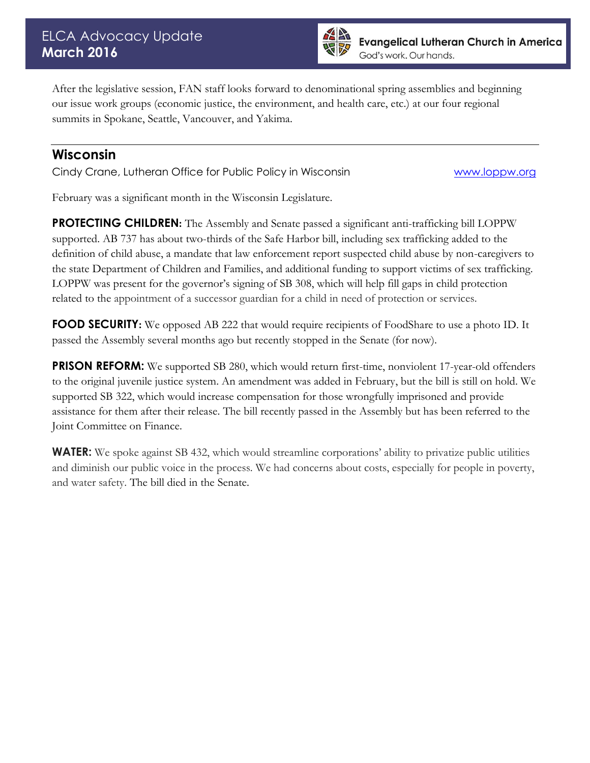After the legislative session, FAN staff looks forward to denominational spring assemblies and beginning our issue work groups (economic justice, the environment, and health care, etc.) at our four regional summits in Spokane, Seattle, Vancouver, and Yakima.

## Wisconsin

Cindy Crane, Lutheran Office for Public Policy in Wisconsin www.loppw.org

February was a significant month in the Wisconsin Legislature.

**PROTECTING CHILDREN:** The Assembly and Senate passed a significant anti-trafficking bill LOPPW supported. AB 737 has about two-thirds of the Safe Harbor bill, including sex trafficking added to the definition of child abuse, a mandate that law enforcement report suspected child abuse by non-caregivers to the state Department of Children and Families, and additional funding to support victims of sex trafficking. LOPPW was present for the governor's signing of SB 308, which will help fill gaps in child protection related to the appointment of a successor guardian for a child in need of protection or services.

**FOOD SECURITY:** We opposed AB 222 that would require recipients of FoodShare to use a photo ID. It passed the Assembly several months ago but recently stopped in the Senate (for now).

**PRISON REFORM:** We supported SB 280, which would return first-time, nonviolent 17-year-old offenders to the original juvenile justice system. An amendment was added in February, but the bill is still on hold. We supported SB 322, which would increase compensation for those wrongfully imprisoned and provide assistance for them after their release. The bill recently passed in the Assembly but has been referred to the Joint Committee on Finance.

**WATER:** We spoke against SB 432, which would streamline corporations' ability to privatize public utilities and diminish our public voice in the process. We had concerns about costs, especially for people in poverty, and water safety. The bill died in the Senate.